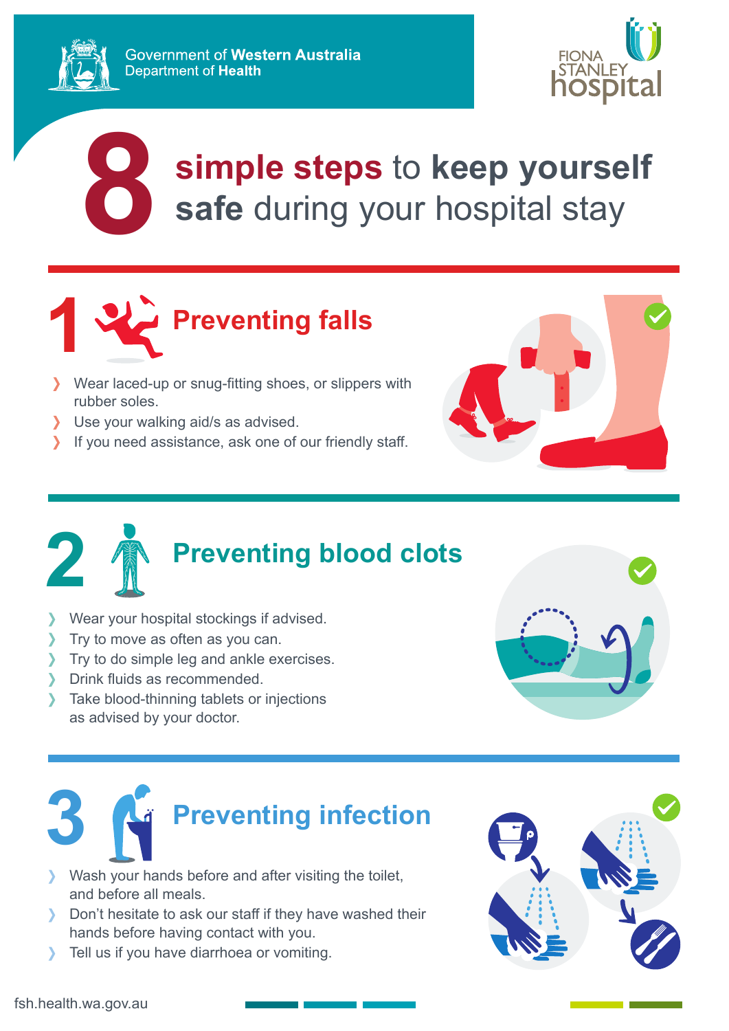Government of **Western Australia**
Department of **Health**

FIONA STANLEY hospital

# 8 simple steps to keep yourself safe during your hospital stay

## 1 Preventing falls

- Wear laced-up or snug-fitting shoes, or slippers with rubber soles.
- Use your walking aid/s as advised.
- If you need assistance, ask one of our friendly staff.

## 2 Preventing blood clots

- Wear your hospital stockings if advised.
- Try to move as often as you can.
- Try to do simple leg and ankle exercises.
- Drink fluids as recommended.
- Take blood-thinning tablets or injections as advised by your doctor.

## 3 Preventing infection

- Wash your hands before and after visiting the toilet, and before all meals.
- Don't hesitate to ask our staff if they have washed their hands before having contact with you.
- Tell us if you have diarrhoea or vomiting.

fsh.health.wa.gov.au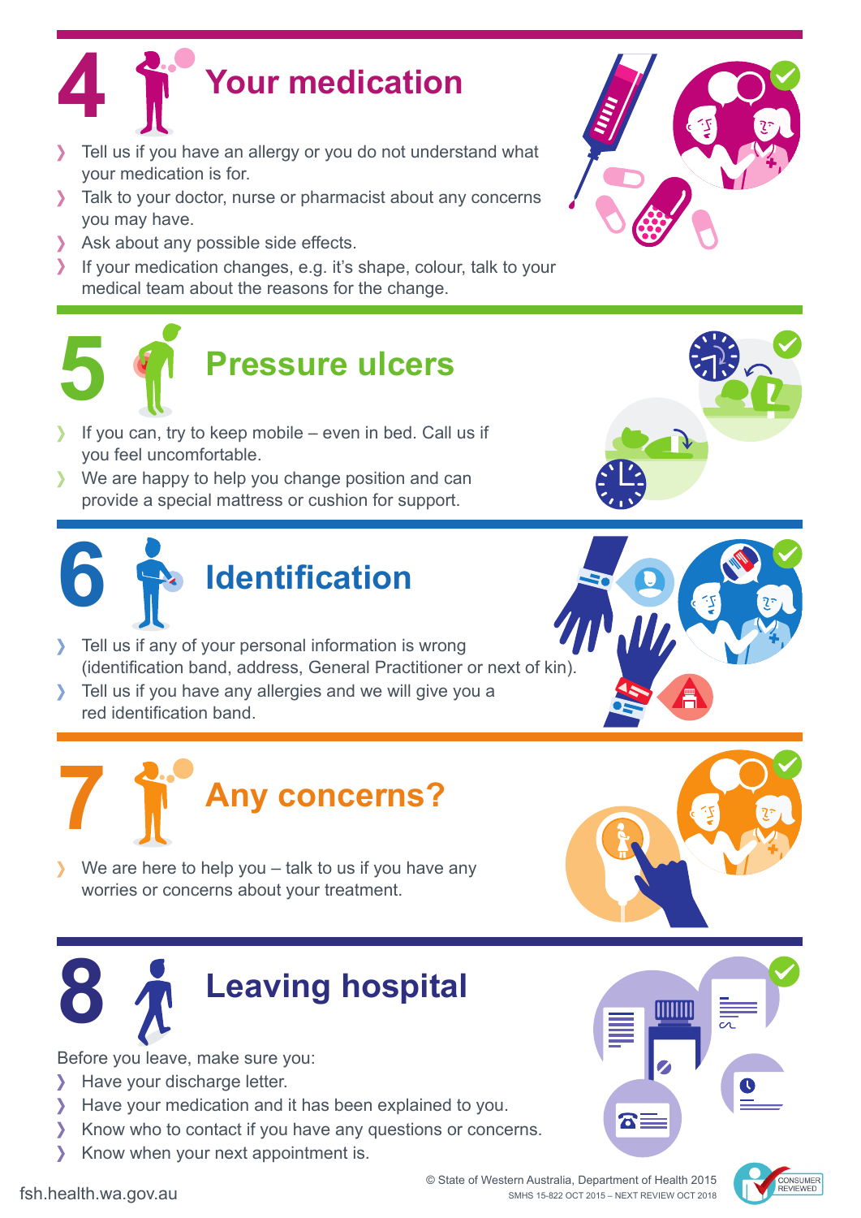## 4 Your medication

- Tell us if you have an allergy or you do not understand what your medication is for.
- Talk to your doctor, nurse or pharmacist about any concerns you may have.
- Ask about any possible side effects.
- If your medication changes, e.g. it's shape, colour, talk to your medical team about the reasons for the change.

## 5 Pressure ulcers

- If you can, try to keep mobile – even in bed. Call us if you feel uncomfortable.
- We are happy to help you change position and can provide a special mattress or cushion for support.

## 6 Identification

- Tell us if any of your personal information is wrong (identification band, address, General Practitioner or next of kin).
- Tell us if you have any allergies and we will give you a red identification band.

## 7 Any concerns?

- We are here to help you – talk to us if you have any worries or concerns about your treatment.

## 8 Leaving hospital

Before you leave, make sure you:

- Have your discharge letter.
- Have your medication and it has been explained to you.
- Know who to contact if you have any questions or concerns.
- Know when your next appointment is.

fsh.health.wa.gov.au

© State of Western Australia, Department of Health 2015
SMHS 15-822 OCT 2015 – NEXT REVIEW OCT 2018

CONSUMER REVIEWED